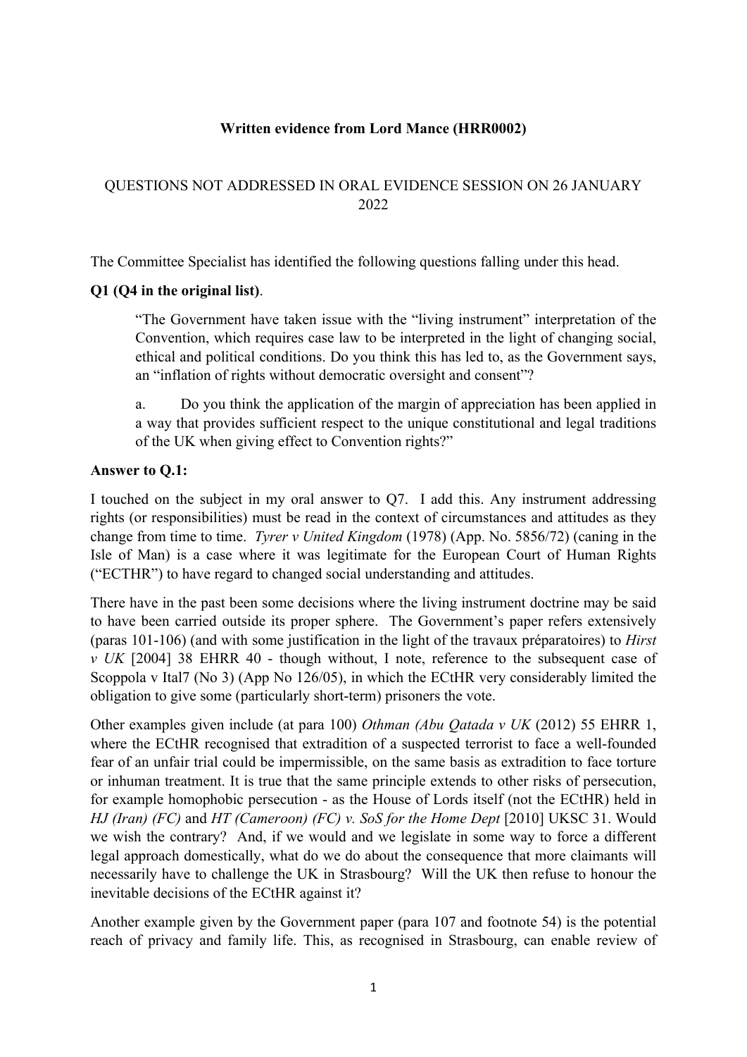**Written evidence from Lord Mance (HRR0002)**

QUESTIONS NOT ADDRESSED IN ORAL EVIDENCE SESSION ON 26 JANUARY 2022

The Committee Specialist has identified the following questions falling under this head.

**Q1 (Q4 in the original list)**.

> "The Government have taken issue with the "living instrument" interpretation of the Convention, which requires case law to be interpreted in the light of changing social, ethical and political conditions. Do you think this has led to, as the Government says, an "inflation of rights without democratic oversight and consent"?
>
> a. Do you think the application of the margin of appreciation has been applied in a way that provides sufficient respect to the unique constitutional and legal traditions of the UK when giving effect to Convention rights?"

**Answer to Q.1:**

I touched on the subject in my oral answer to Q7. I add this. Any instrument addressing rights (or responsibilities) must be read in the context of circumstances and attitudes as they change from time to time. *Tyrer v United Kingdom* (1978) (App. No. 5856/72) (caning in the Isle of Man) is a case where it was legitimate for the European Court of Human Rights ("ECTHR") to have regard to changed social understanding and attitudes.

There have in the past been some decisions where the living instrument doctrine may be said to have been carried outside its proper sphere. The Government's paper refers extensively (paras 101-106) (and with some justification in the light of the travaux préparatoires) to *Hirst v UK* [2004] 38 EHRR 40 - though without, I note, reference to the subsequent case of Scoppola v Ital7 (No 3) (App No 126/05), in which the ECtHR very considerably limited the obligation to give some (particularly short-term) prisoners the vote.

Other examples given include (at para 100) *Othman (Abu Qatada v UK* (2012) 55 EHRR 1, where the ECtHR recognised that extradition of a suspected terrorist to face a well-founded fear of an unfair trial could be impermissible, on the same basis as extradition to face torture or inhuman treatment. It is true that the same principle extends to other risks of persecution, for example homophobic persecution - as the House of Lords itself (not the ECtHR) held in *HJ (Iran) (FC)* and *HT (Cameroon) (FC) v. SoS for the Home Dept* [2010] UKSC 31. Would we wish the contrary? And, if we would and we legislate in some way to force a different legal approach domestically, what do we do about the consequence that more claimants will necessarily have to challenge the UK in Strasbourg? Will the UK then refuse to honour the inevitable decisions of the ECtHR against it?

Another example given by the Government paper (para 107 and footnote 54) is the potential reach of privacy and family life. This, as recognised in Strasbourg, can enable review of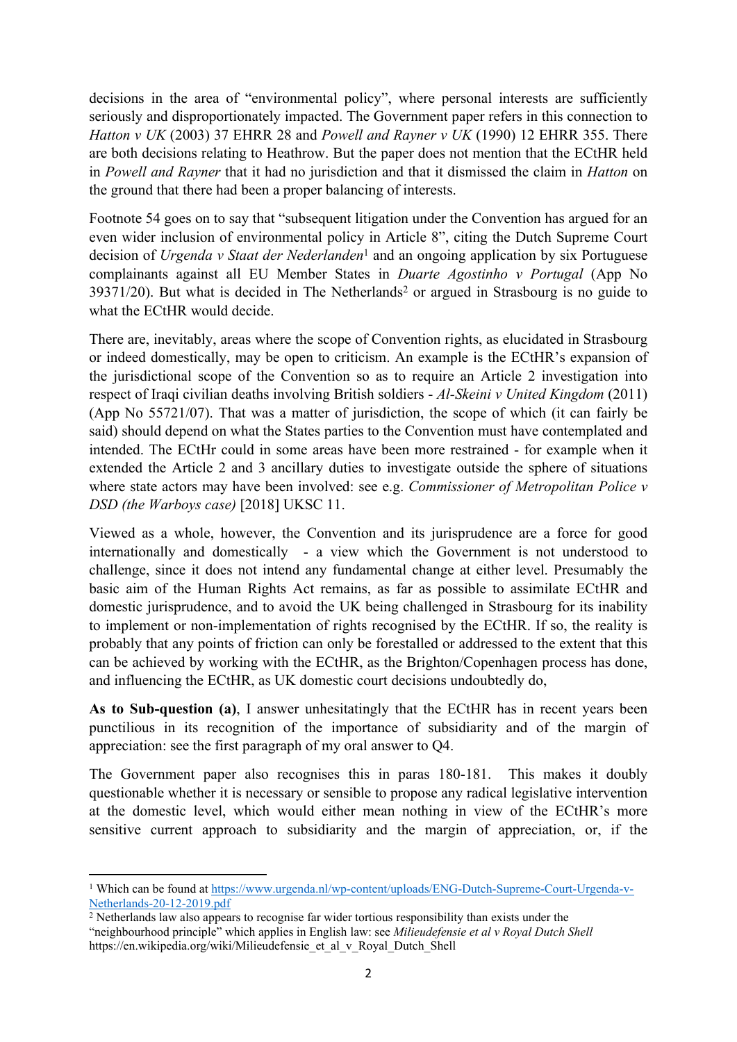decisions in the area of "environmental policy", where personal interests are sufficiently seriously and disproportionately impacted. The Government paper refers in this connection to *Hatton v UK* (2003) 37 EHRR 28 and *Powell and Rayner v UK* (1990) 12 EHRR 355. There are both decisions relating to Heathrow. But the paper does not mention that the ECtHR held in *Powell and Rayner* that it had no jurisdiction and that it dismissed the claim in *Hatton* on the ground that there had been a proper balancing of interests.

Footnote 54 goes on to say that "subsequent litigation under the Convention has argued for an even wider inclusion of environmental policy in Article 8", citing the Dutch Supreme Court decision of *Urgenda v Staat der Nederlanden*[1] and an ongoing application by six Portuguese complainants against all EU Member States in *Duarte Agostinho v Portugal* (App No 39371/20). But what is decided in The Netherlands[2] or argued in Strasbourg is no guide to what the ECtHR would decide.

There are, inevitably, areas where the scope of Convention rights, as elucidated in Strasbourg or indeed domestically, may be open to criticism. An example is the ECtHR's expansion of the jurisdictional scope of the Convention so as to require an Article 2 investigation into respect of Iraqi civilian deaths involving British soldiers - *Al-Skeini v United Kingdom* (2011) (App No 55721/07). That was a matter of jurisdiction, the scope of which (it can fairly be said) should depend on what the States parties to the Convention must have contemplated and intended. The ECtHr could in some areas have been more restrained - for example when it extended the Article 2 and 3 ancillary duties to investigate outside the sphere of situations where state actors may have been involved: see e.g. *Commissioner of Metropolitan Police v DSD (the Warboys case)* [2018] UKSC 11.

Viewed as a whole, however, the Convention and its jurisprudence are a force for good internationally and domestically - a view which the Government is not understood to challenge, since it does not intend any fundamental change at either level. Presumably the basic aim of the Human Rights Act remains, as far as possible to assimilate ECtHR and domestic jurisprudence, and to avoid the UK being challenged in Strasbourg for its inability to implement or non-implementation of rights recognised by the ECtHR. If so, the reality is probably that any points of friction can only be forestalled or addressed to the extent that this can be achieved by working with the ECtHR, as the Brighton/Copenhagen process has done, and influencing the ECtHR, as UK domestic court decisions undoubtedly do,

**As to Sub-question (a)**, I answer unhesitatingly that the ECtHR has in recent years been punctilious in its recognition of the importance of subsidiarity and of the margin of appreciation: see the first paragraph of my oral answer to Q4.

The Government paper also recognises this in paras 180-181. This makes it doubly questionable whether it is necessary or sensible to propose any radical legislative intervention at the domestic level, which would either mean nothing in view of the ECtHR's more sensitive current approach to subsidiarity and the margin of appreciation, or, if the

---

[1] Which can be found at https://www.urgenda.nl/wp-content/uploads/ENG-Dutch-Supreme-Court-Urgenda-v-Netherlands-20-12-2019.pdf

[2] Netherlands law also appears to recognise far wider tortious responsibility than exists under the "neighbourhood principle" which applies in English law: see *Milieudefensie et al v Royal Dutch Shell* https://en.wikipedia.org/wiki/Milieudefensie_et_al_v_Royal_Dutch_Shell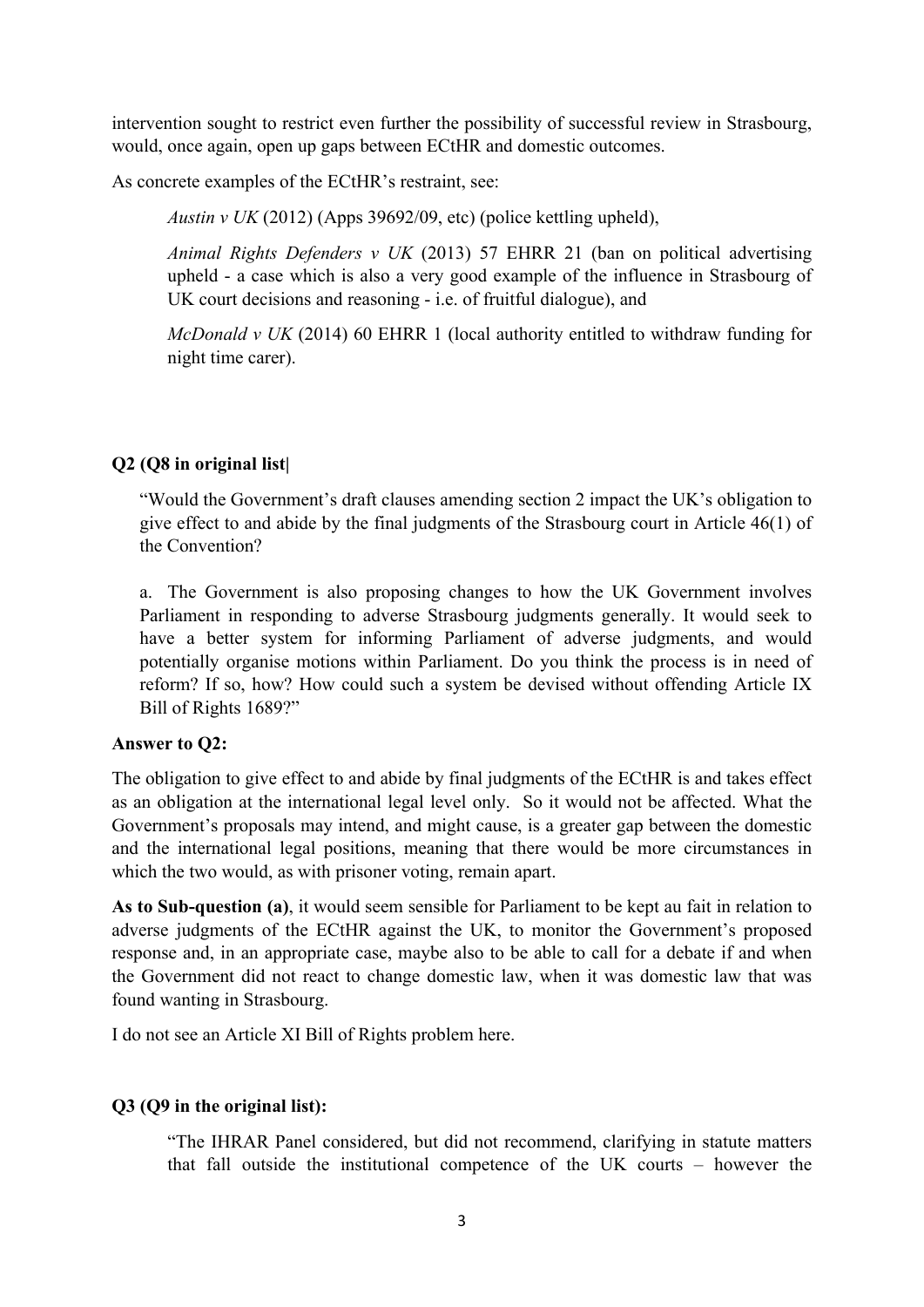intervention sought to restrict even further the possibility of successful review in Strasbourg, would, once again, open up gaps between ECtHR and domestic outcomes.

As concrete examples of the ECtHR's restraint, see:

> *Austin v UK* (2012) (Apps 39692/09, etc) (police kettling upheld),
>
> *Animal Rights Defenders v UK* (2013) 57 EHRR 21 (ban on political advertising upheld - a case which is also a very good example of the influence in Strasbourg of UK court decisions and reasoning - i.e. of fruitful dialogue), and
>
> *McDonald v UK* (2014) 60 EHRR 1 (local authority entitled to withdraw funding for night time carer).

**Q2 (Q8 in original list|**

> "Would the Government's draft clauses amending section 2 impact the UK's obligation to give effect to and abide by the final judgments of the Strasbourg court in Article 46(1) of the Convention?
>
> a. The Government is also proposing changes to how the UK Government involves Parliament in responding to adverse Strasbourg judgments generally. It would seek to have a better system for informing Parliament of adverse judgments, and would potentially organise motions within Parliament. Do you think the process is in need of reform? If so, how? How could such a system be devised without offending Article IX Bill of Rights 1689?"

**Answer to Q2:**

The obligation to give effect to and abide by final judgments of the ECtHR is and takes effect as an obligation at the international legal level only. So it would not be affected. What the Government's proposals may intend, and might cause, is a greater gap between the domestic and the international legal positions, meaning that there would be more circumstances in which the two would, as with prisoner voting, remain apart.

**As to Sub-question (a)**, it would seem sensible for Parliament to be kept au fait in relation to adverse judgments of the ECtHR against the UK, to monitor the Government's proposed response and, in an appropriate case, maybe also to be able to call for a debate if and when the Government did not react to change domestic law, when it was domestic law that was found wanting in Strasbourg.

I do not see an Article XI Bill of Rights problem here.

**Q3 (Q9 in the original list):**

> "The IHRAR Panel considered, but did not recommend, clarifying in statute matters that fall outside the institutional competence of the UK courts – however the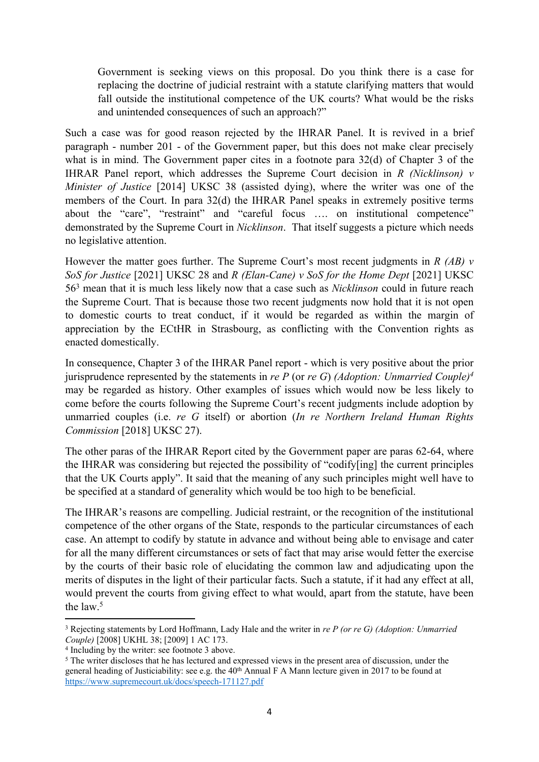> Government is seeking views on this proposal. Do you think there is a case for replacing the doctrine of judicial restraint with a statute clarifying matters that would fall outside the institutional competence of the UK courts? What would be the risks and unintended consequences of such an approach?"

Such a case was for good reason rejected by the IHRAR Panel. It is revived in a brief paragraph - number 201 - of the Government paper, but this does not make clear precisely what is in mind. The Government paper cites in a footnote para 32(d) of Chapter 3 of the IHRAR Panel report, which addresses the Supreme Court decision in *R (Nicklinson) v Minister of Justice* [2014] UKSC 38 (assisted dying), where the writer was one of the members of the Court. In para 32(d) the IHRAR Panel speaks in extremely positive terms about the "care", "restraint" and "careful focus …. on institutional competence" demonstrated by the Supreme Court in *Nicklinson*. That itself suggests a picture which needs no legislative attention.

However the matter goes further. The Supreme Court's most recent judgments in *R (AB) v SoS for Justice* [2021] UKSC 28 and *R (Elan-Cane) v SoS for the Home Dept* [2021] UKSC 56[3] mean that it is much less likely now that a case such as *Nicklinson* could in future reach the Supreme Court. That is because those two recent judgments now hold that it is not open to domestic courts to treat conduct, if it would be regarded as within the margin of appreciation by the ECtHR in Strasbourg, as conflicting with the Convention rights as enacted domestically.

In consequence, Chapter 3 of the IHRAR Panel report - which is very positive about the prior jurisprudence represented by the statements in *re P* (or *re G*) *(Adoption: Unmarried Couple)*[4] may be regarded as history. Other examples of issues which would now be less likely to come before the courts following the Supreme Court's recent judgments include adoption by unmarried couples (i.e. *re G* itself) or abortion (*In re Northern Ireland Human Rights Commission* [2018] UKSC 27).

The other paras of the IHRAR Report cited by the Government paper are paras 62-64, where the IHRAR was considering but rejected the possibility of "codify[ing] the current principles that the UK Courts apply". It said that the meaning of any such principles might well have to be specified at a standard of generality which would be too high to be beneficial.

The IHRAR's reasons are compelling. Judicial restraint, or the recognition of the institutional competence of the other organs of the State, responds to the particular circumstances of each case. An attempt to codify by statute in advance and without being able to envisage and cater for all the many different circumstances or sets of fact that may arise would fetter the exercise by the courts of their basic role of elucidating the common law and adjudicating upon the merits of disputes in the light of their particular facts. Such a statute, if it had any effect at all, would prevent the courts from giving effect to what would, apart from the statute, have been the law.[5]

---

[3] Rejecting statements by Lord Hoffmann, Lady Hale and the writer in *re P (or re G) (Adoption: Unmarried Couple)* [2008] UKHL 38; [2009] 1 AC 173.

[4] Including by the writer: see footnote 3 above.

[5] The writer discloses that he has lectured and expressed views in the present area of discussion, under the general heading of Justiciability: see e.g. the 40th Annual F A Mann lecture given in 2017 to be found at https://www.supremecourt.uk/docs/speech-171127.pdf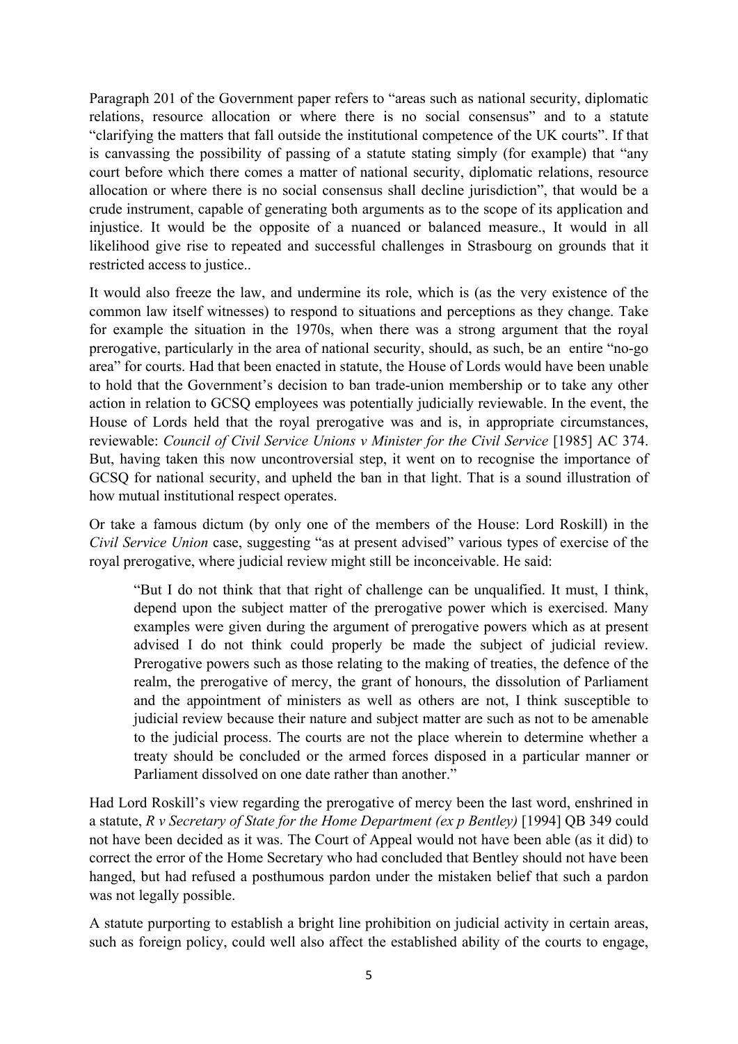Paragraph 201 of the Government paper refers to "areas such as national security, diplomatic relations, resource allocation or where there is no social consensus" and to a statute "clarifying the matters that fall outside the institutional competence of the UK courts". If that is canvassing the possibility of passing of a statute stating simply (for example) that "any court before which there comes a matter of national security, diplomatic relations, resource allocation or where there is no social consensus shall decline jurisdiction", that would be a crude instrument, capable of generating both arguments as to the scope of its application and injustice. It would be the opposite of a nuanced or balanced measure., It would in all likelihood give rise to repeated and successful challenges in Strasbourg on grounds that it restricted access to justice..

It would also freeze the law, and undermine its role, which is (as the very existence of the common law itself witnesses) to respond to situations and perceptions as they change. Take for example the situation in the 1970s, when there was a strong argument that the royal prerogative, particularly in the area of national security, should, as such, be an entire "no-go area" for courts. Had that been enacted in statute, the House of Lords would have been unable to hold that the Government's decision to ban trade-union membership or to take any other action in relation to GCSQ employees was potentially judicially reviewable. In the event, the House of Lords held that the royal prerogative was and is, in appropriate circumstances, reviewable: *Council of Civil Service Unions v Minister for the Civil Service* [1985] AC 374. But, having taken this now uncontroversial step, it went on to recognise the importance of GCSQ for national security, and upheld the ban in that light. That is a sound illustration of how mutual institutional respect operates.

Or take a famous dictum (by only one of the members of the House: Lord Roskill) in the *Civil Service Union* case, suggesting "as at present advised" various types of exercise of the royal prerogative, where judicial review might still be inconceivable. He said:

> "But I do not think that that right of challenge can be unqualified. It must, I think, depend upon the subject matter of the prerogative power which is exercised. Many examples were given during the argument of prerogative powers which as at present advised I do not think could properly be made the subject of judicial review. Prerogative powers such as those relating to the making of treaties, the defence of the realm, the prerogative of mercy, the grant of honours, the dissolution of Parliament and the appointment of ministers as well as others are not, I think susceptible to judicial review because their nature and subject matter are such as not to be amenable to the judicial process. The courts are not the place wherein to determine whether a treaty should be concluded or the armed forces disposed in a particular manner or Parliament dissolved on one date rather than another."

Had Lord Roskill's view regarding the prerogative of mercy been the last word, enshrined in a statute, *R v Secretary of State for the Home Department (ex p Bentley)* [1994] QB 349 could not have been decided as it was. The Court of Appeal would not have been able (as it did) to correct the error of the Home Secretary who had concluded that Bentley should not have been hanged, but had refused a posthumous pardon under the mistaken belief that such a pardon was not legally possible.

A statute purporting to establish a bright line prohibition on judicial activity in certain areas, such as foreign policy, could well also affect the established ability of the courts to engage,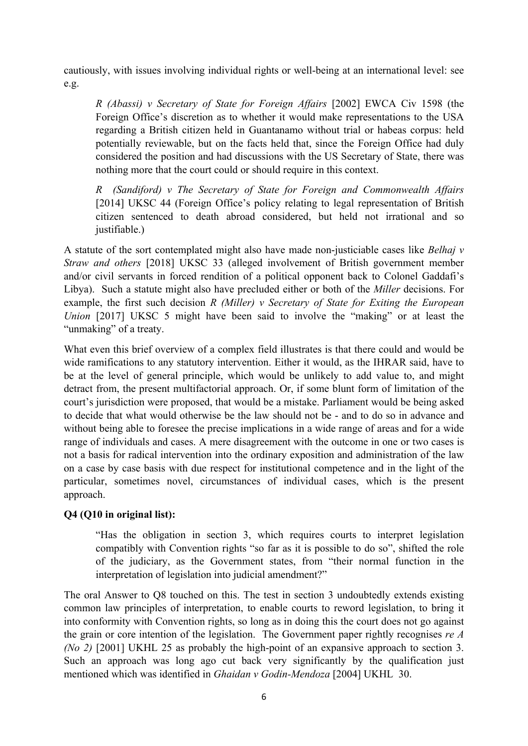cautiously, with issues involving individual rights or well-being at an international level: see e.g.

> *R (Abassi) v Secretary of State for Foreign Affairs* [2002] EWCA Civ 1598 (the Foreign Office's discretion as to whether it would make representations to the USA regarding a British citizen held in Guantanamo without trial or habeas corpus: held potentially reviewable, but on the facts held that, since the Foreign Office had duly considered the position and had discussions with the US Secretary of State, there was nothing more that the court could or should require in this context.
>
> *R (Sandiford) v The Secretary of State for Foreign and Commonwealth Affairs* [2014] UKSC 44 (Foreign Office's policy relating to legal representation of British citizen sentenced to death abroad considered, but held not irrational and so justifiable.)

A statute of the sort contemplated might also have made non-justiciable cases like *Belhaj v Straw and others* [2018] UKSC 33 (alleged involvement of British government member and/or civil servants in forced rendition of a political opponent back to Colonel Gaddafi's Libya). Such a statute might also have precluded either or both of the *Miller* decisions. For example, the first such decision *R (Miller) v Secretary of State for Exiting the European Union* [2017] UKSC 5 might have been said to involve the "making" or at least the "unmaking" of a treaty.

What even this brief overview of a complex field illustrates is that there could and would be wide ramifications to any statutory intervention. Either it would, as the IHRAR said, have to be at the level of general principle, which would be unlikely to add value to, and might detract from, the present multifactorial approach. Or, if some blunt form of limitation of the court's jurisdiction were proposed, that would be a mistake. Parliament would be being asked to decide that what would otherwise be the law should not be - and to do so in advance and without being able to foresee the precise implications in a wide range of areas and for a wide range of individuals and cases. A mere disagreement with the outcome in one or two cases is not a basis for radical intervention into the ordinary exposition and administration of the law on a case by case basis with due respect for institutional competence and in the light of the particular, sometimes novel, circumstances of individual cases, which is the present approach.

**Q4 (Q10 in original list):**

> "Has the obligation in section 3, which requires courts to interpret legislation compatibly with Convention rights "so far as it is possible to do so", shifted the role of the judiciary, as the Government states, from "their normal function in the interpretation of legislation into judicial amendment?"

The oral Answer to Q8 touched on this. The test in section 3 undoubtedly extends existing common law principles of interpretation, to enable courts to reword legislation, to bring it into conformity with Convention rights, so long as in doing this the court does not go against the grain or core intention of the legislation. The Government paper rightly recognises *re A (No 2)* [2001] UKHL 25 as probably the high-point of an expansive approach to section 3. Such an approach was long ago cut back very significantly by the qualification just mentioned which was identified in *Ghaidan v Godin-Mendoza* [2004] UKHL 30.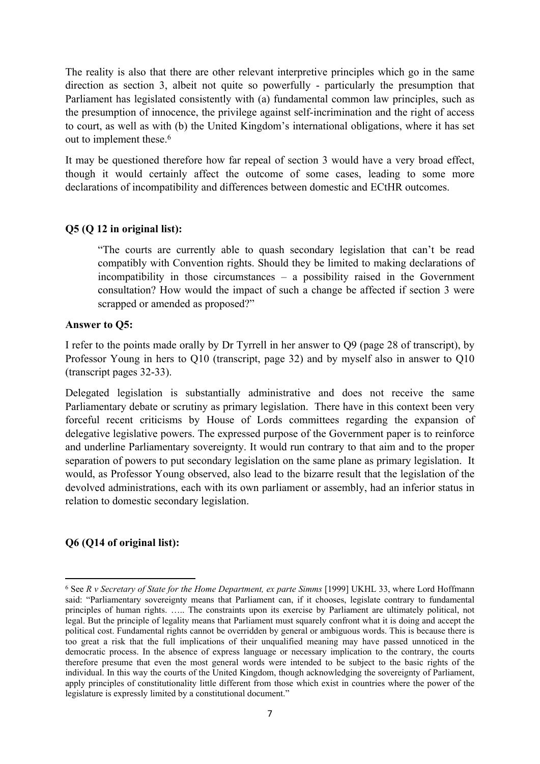The reality is also that there are other relevant interpretive principles which go in the same direction as section 3, albeit not quite so powerfully - particularly the presumption that Parliament has legislated consistently with (a) fundamental common law principles, such as the presumption of innocence, the privilege against self-incrimination and the right of access to court, as well as with (b) the United Kingdom's international obligations, where it has set out to implement these.[6]

It may be questioned therefore how far repeal of section 3 would have a very broad effect, though it would certainly affect the outcome of some cases, leading to some more declarations of incompatibility and differences between domestic and ECtHR outcomes.

**Q5 (Q 12 in original list):**

> "The courts are currently able to quash secondary legislation that can't be read compatibly with Convention rights. Should they be limited to making declarations of incompatibility in those circumstances – a possibility raised in the Government consultation? How would the impact of such a change be affected if section 3 were scrapped or amended as proposed?"

**Answer to Q5:**

I refer to the points made orally by Dr Tyrrell in her answer to Q9 (page 28 of transcript), by Professor Young in hers to Q10 (transcript, page 32) and by myself also in answer to Q10 (transcript pages 32-33).

Delegated legislation is substantially administrative and does not receive the same Parliamentary debate or scrutiny as primary legislation. There have in this context been very forceful recent criticisms by House of Lords committees regarding the expansion of delegative legislative powers. The expressed purpose of the Government paper is to reinforce and underline Parliamentary sovereignty. It would run contrary to that aim and to the proper separation of powers to put secondary legislation on the same plane as primary legislation. It would, as Professor Young observed, also lead to the bizarre result that the legislation of the devolved administrations, each with its own parliament or assembly, had an inferior status in relation to domestic secondary legislation.

**Q6 (Q14 of original list):**

---

[6] See *R v Secretary of State for the Home Department, ex parte Simms* [1999] UKHL 33, where Lord Hoffmann said: "Parliamentary sovereignty means that Parliament can, if it chooses, legislate contrary to fundamental principles of human rights. ….. The constraints upon its exercise by Parliament are ultimately political, not legal. But the principle of legality means that Parliament must squarely confront what it is doing and accept the political cost. Fundamental rights cannot be overridden by general or ambiguous words. This is because there is too great a risk that the full implications of their unqualified meaning may have passed unnoticed in the democratic process. In the absence of express language or necessary implication to the contrary, the courts therefore presume that even the most general words were intended to be subject to the basic rights of the individual. In this way the courts of the United Kingdom, though acknowledging the sovereignty of Parliament, apply principles of constitutionality little different from those which exist in countries where the power of the legislature is expressly limited by a constitutional document."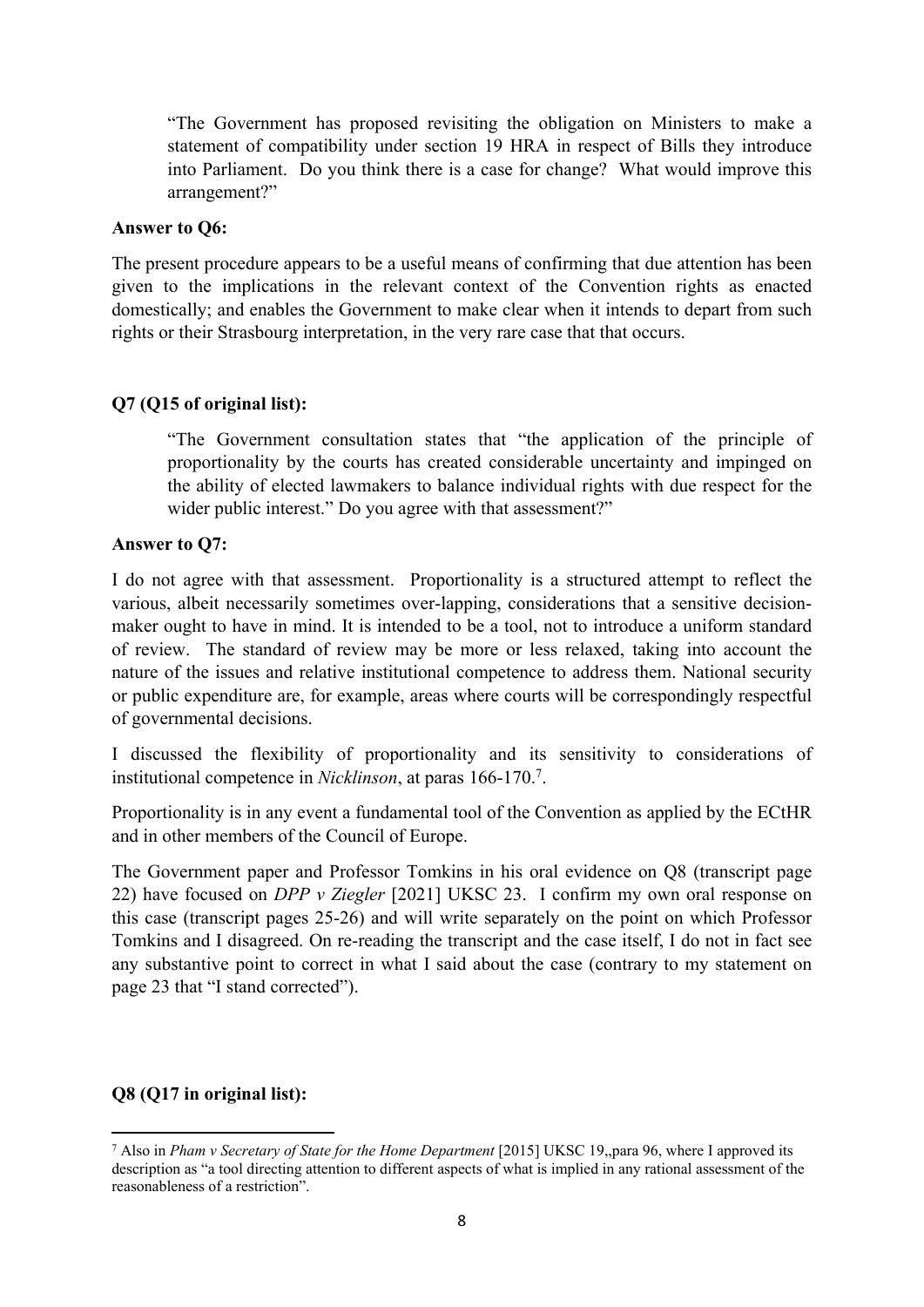> "The Government has proposed revisiting the obligation on Ministers to make a statement of compatibility under section 19 HRA in respect of Bills they introduce into Parliament. Do you think there is a case for change? What would improve this arrangement?"

**Answer to Q6:**

The present procedure appears to be a useful means of confirming that due attention has been given to the implications in the relevant context of the Convention rights as enacted domestically; and enables the Government to make clear when it intends to depart from such rights or their Strasbourg interpretation, in the very rare case that that occurs.

**Q7 (Q15 of original list):**

> "The Government consultation states that "the application of the principle of proportionality by the courts has created considerable uncertainty and impinged on the ability of elected lawmakers to balance individual rights with due respect for the wider public interest." Do you agree with that assessment?"

**Answer to Q7:**

I do not agree with that assessment. Proportionality is a structured attempt to reflect the various, albeit necessarily sometimes over-lapping, considerations that a sensitive decision-maker ought to have in mind. It is intended to be a tool, not to introduce a uniform standard of review. The standard of review may be more or less relaxed, taking into account the nature of the issues and relative institutional competence to address them. National security or public expenditure are, for example, areas where courts will be correspondingly respectful of governmental decisions.

I discussed the flexibility of proportionality and its sensitivity to considerations of institutional competence in *Nicklinson*, at paras 166-170.[7].

Proportionality is in any event a fundamental tool of the Convention as applied by the ECtHR and in other members of the Council of Europe.

The Government paper and Professor Tomkins in his oral evidence on Q8 (transcript page 22) have focused on *DPP v Ziegler* [2021] UKSC 23. I confirm my own oral response on this case (transcript pages 25-26) and will write separately on the point on which Professor Tomkins and I disagreed. On re-reading the transcript and the case itself, I do not in fact see any substantive point to correct in what I said about the case (contrary to my statement on page 23 that "I stand corrected").

**Q8 (Q17 in original list):**

[7] Also in *Pham v Secretary of State for the Home Department* [2015] UKSC 19,,para 96, where I approved its description as "a tool directing attention to different aspects of what is implied in any rational assessment of the reasonableness of a restriction".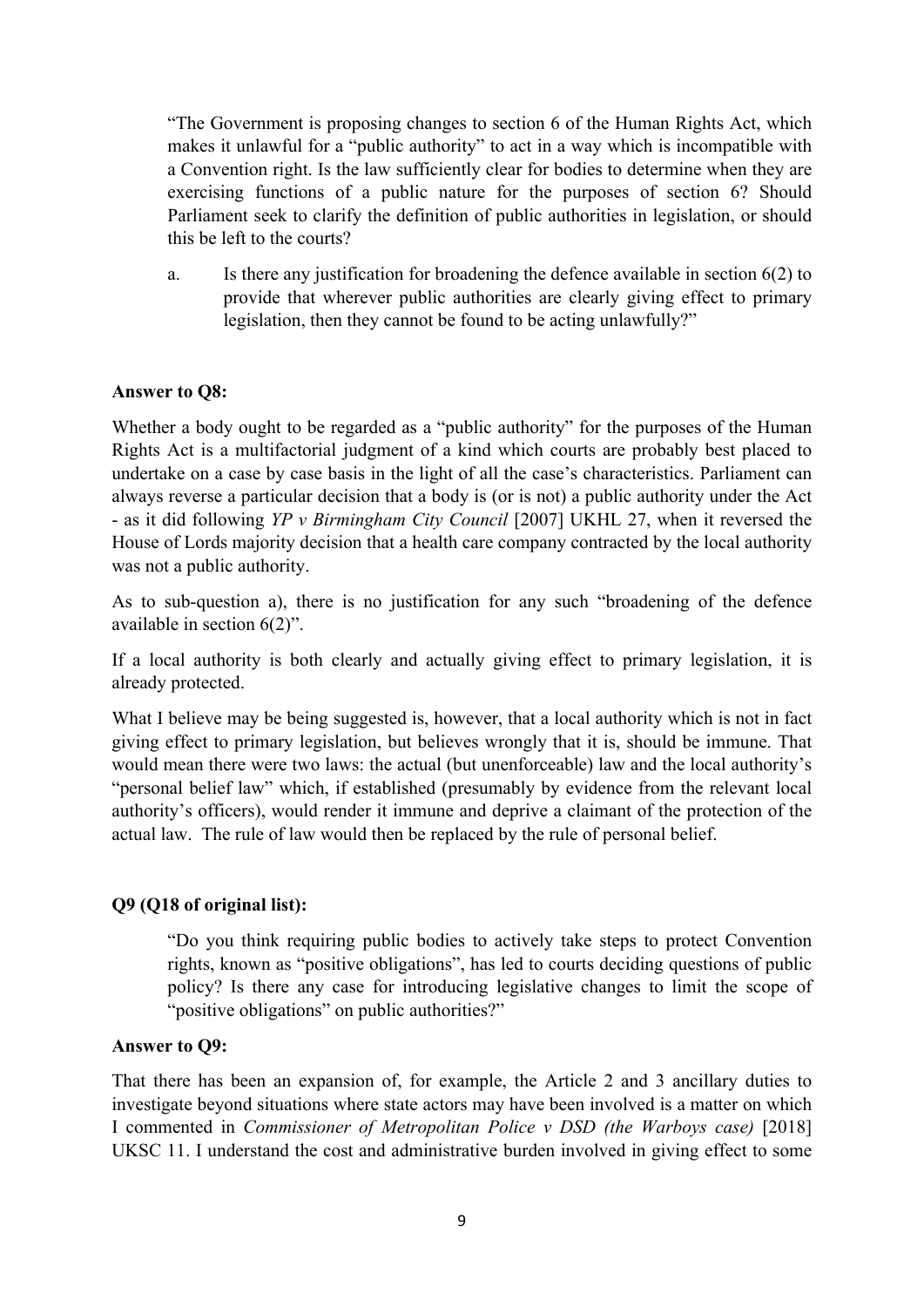> "The Government is proposing changes to section 6 of the Human Rights Act, which makes it unlawful for a "public authority" to act in a way which is incompatible with a Convention right. Is the law sufficiently clear for bodies to determine when they are exercising functions of a public nature for the purposes of section 6? Should Parliament seek to clarify the definition of public authorities in legislation, or should this be left to the courts?
>
> a. Is there any justification for broadening the defence available in section 6(2) to provide that wherever public authorities are clearly giving effect to primary legislation, then they cannot be found to be acting unlawfully?"

**Answer to Q8:**

Whether a body ought to be regarded as a "public authority" for the purposes of the Human Rights Act is a multifactorial judgment of a kind which courts are probably best placed to undertake on a case by case basis in the light of all the case's characteristics. Parliament can always reverse a particular decision that a body is (or is not) a public authority under the Act - as it did following *YP v Birmingham City Council* [2007] UKHL 27, when it reversed the House of Lords majority decision that a health care company contracted by the local authority was not a public authority.

As to sub-question a), there is no justification for any such "broadening of the defence available in section 6(2)".

If a local authority is both clearly and actually giving effect to primary legislation, it is already protected.

What I believe may be being suggested is, however, that a local authority which is not in fact giving effect to primary legislation, but believes wrongly that it is, should be immune. That would mean there were two laws: the actual (but unenforceable) law and the local authority's "personal belief law" which, if established (presumably by evidence from the relevant local authority's officers), would render it immune and deprive a claimant of the protection of the actual law. The rule of law would then be replaced by the rule of personal belief.

**Q9 (Q18 of original list):**

> "Do you think requiring public bodies to actively take steps to protect Convention rights, known as "positive obligations", has led to courts deciding questions of public policy? Is there any case for introducing legislative changes to limit the scope of "positive obligations" on public authorities?"

**Answer to Q9:**

That there has been an expansion of, for example, the Article 2 and 3 ancillary duties to investigate beyond situations where state actors may have been involved is a matter on which I commented in *Commissioner of Metropolitan Police v DSD (the Warboys case)* [2018] UKSC 11. I understand the cost and administrative burden involved in giving effect to some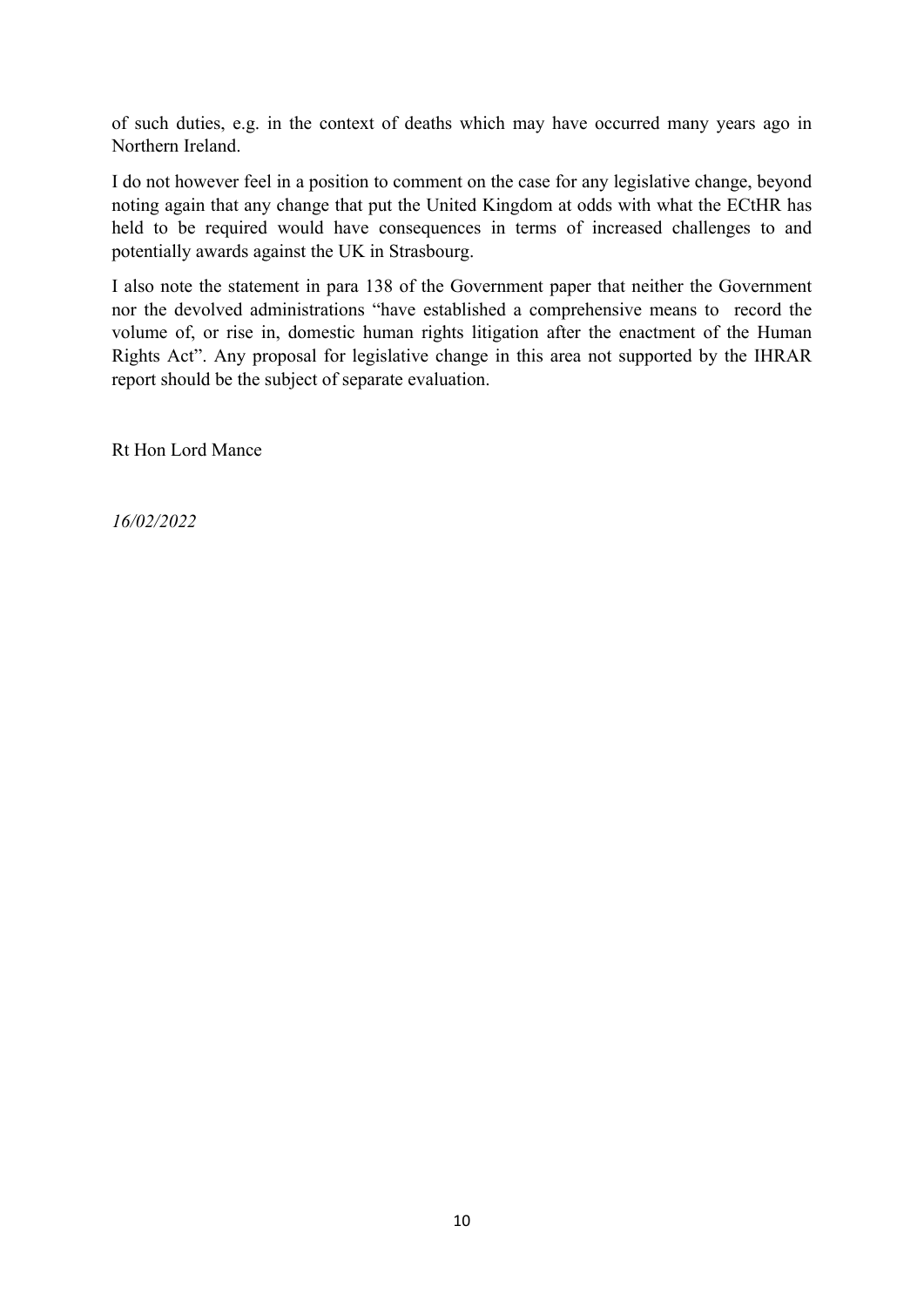of such duties, e.g. in the context of deaths which may have occurred many years ago in Northern Ireland.

I do not however feel in a position to comment on the case for any legislative change, beyond noting again that any change that put the United Kingdom at odds with what the ECtHR has held to be required would have consequences in terms of increased challenges to and potentially awards against the UK in Strasbourg.

I also note the statement in para 138 of the Government paper that neither the Government nor the devolved administrations "have established a comprehensive means to record the volume of, or rise in, domestic human rights litigation after the enactment of the Human Rights Act". Any proposal for legislative change in this area not supported by the IHRAR report should be the subject of separate evaluation.

Rt Hon Lord Mance

*16/02/2022*